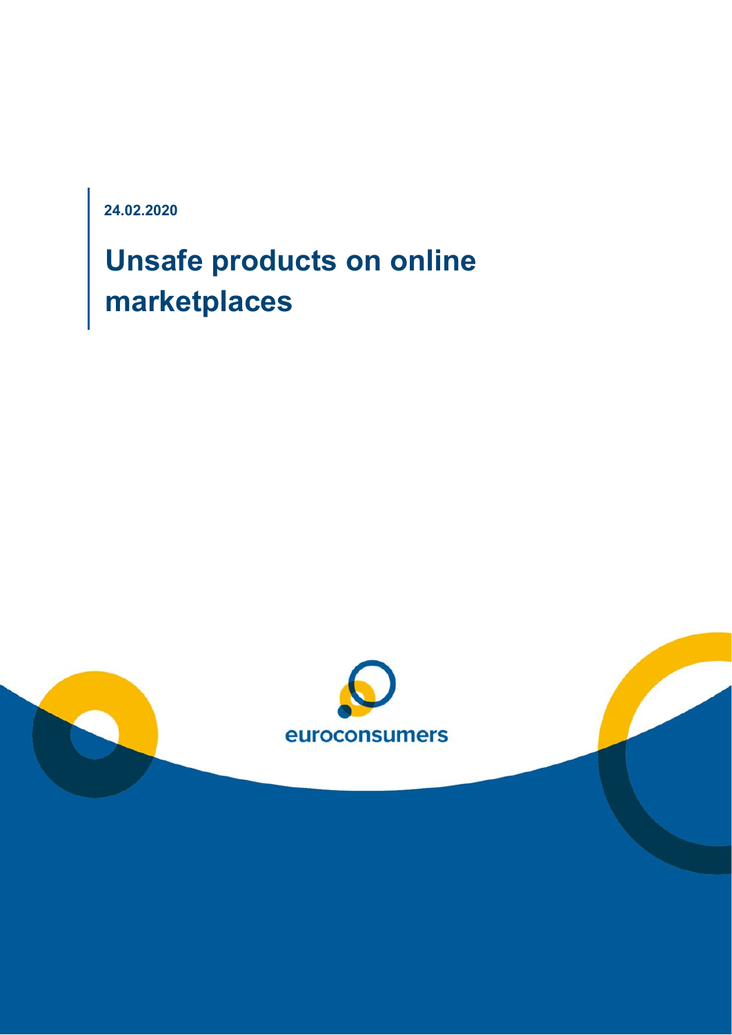**24.02.2020**

# Unsafe products on online marketplaces

euroconsumers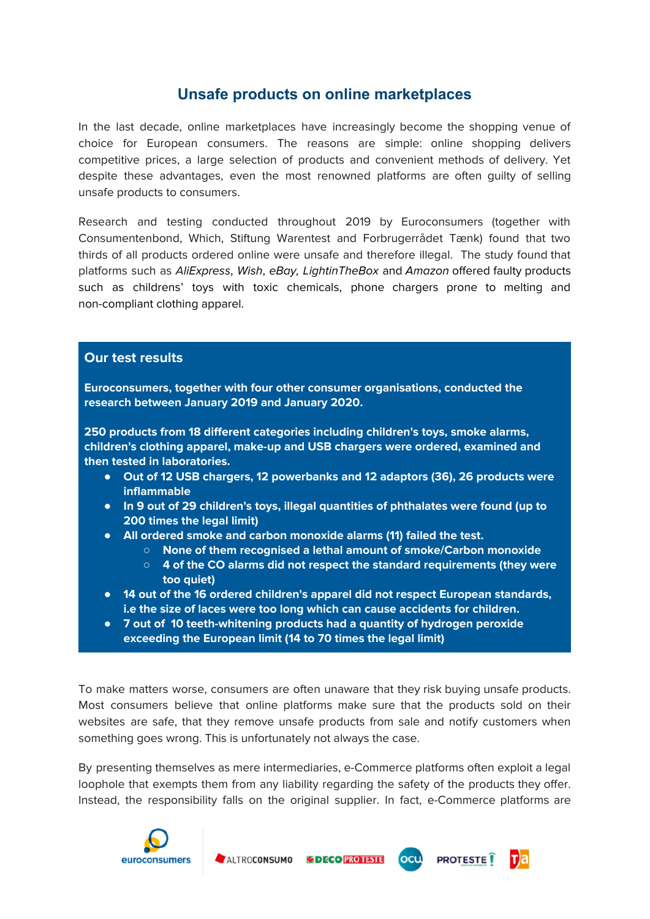## Unsafe products on online marketplaces

In the last decade, online marketplaces have increasingly become the shopping venue of choice for European consumers. The reasons are simple: online shopping delivers competitive prices, a large selection of products and convenient methods of delivery. Yet despite these advantages, even the most renowned platforms are often guilty of selling unsafe products to consumers.

Research and testing conducted throughout 2019 by Euroconsumers (together with Consumentenbond, Which, Stiftung Warentest and Forbrugerrådet Tænk) found that two thirds of all products ordered online were unsafe and therefore illegal. The study found that platforms such as *AliExpress*, *Wish*, *eBay, LightinTheBox* and *Amazon* offered faulty products such as childrens' toys with toxic chemicals, phone chargers prone to melting and non-compliant clothing apparel.

### Our test results

**Euroconsumers, together with four other consumer organisations, conducted the research between January 2019 and January 2020.**

**250 products from 18 different categories including children's toys, smoke alarms, children's clothing apparel, make-up and USB chargers were ordered, examined and then tested in laboratories.**

- **Out of 12 USB chargers, 12 powerbanks and 12 adaptors (36), 26 products were inflammable**
- **In 9 out of 29 children's toys, illegal quantities of phthalates were found (up to 200 times the legal limit)**
- **All ordered smoke and carbon monoxide alarms (11) failed the test.**
  - **None of them recognised a lethal amount of smoke/Carbon monoxide**
  - **4 of the CO alarms did not respect the standard requirements (they were too quiet)**
- **14 out of the 16 ordered children's apparel did not respect European standards, i.e the size of laces were too long which can cause accidents for children.**
- **7 out of 10 teeth-whitening products had a quantity of hydrogen peroxide exceeding the European limit (14 to 70 times the legal limit)**

To make matters worse, consumers are often unaware that they risk buying unsafe products. Most consumers believe that online platforms make sure that the products sold on their websites are safe, that they remove unsafe products from sale and notify customers when something goes wrong. This is unfortunately not always the case.

By presenting themselves as mere intermediaries, e-Commerce platforms often exploit a legal loophole that exempts them from any liability regarding the safety of the products they offer. Instead, the responsibility falls on the original supplier. In fact, e-Commerce platforms are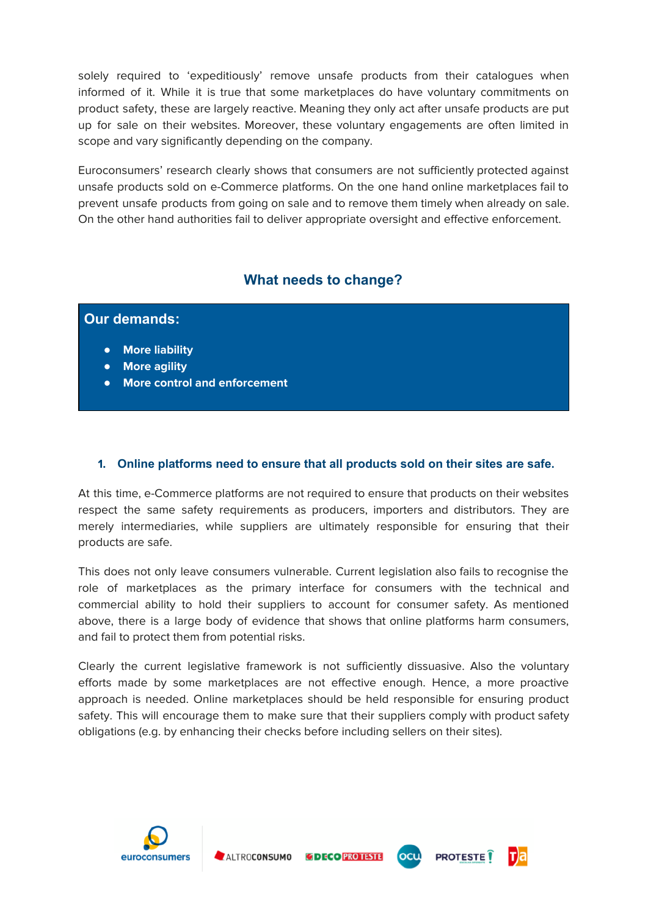solely required to 'expeditiously' remove unsafe products from their catalogues when informed of it. While it is true that some marketplaces do have voluntary commitments on product safety, these are largely reactive. Meaning they only act after unsafe products are put up for sale on their websites. Moreover, these voluntary engagements are often limited in scope and vary significantly depending on the company.

Euroconsumers' research clearly shows that consumers are not sufficiently protected against unsafe products sold on e-Commerce platforms. On the one hand online marketplaces fail to prevent unsafe products from going on sale and to remove them timely when already on sale. On the other hand authorities fail to deliver appropriate oversight and effective enforcement.

## What needs to change?

### Our demands:

- **More liability**
- **More agility**
- **More control and enforcement**

### 1. Online platforms need to ensure that all products sold on their sites are safe.

At this time, e-Commerce platforms are not required to ensure that products on their websites respect the same safety requirements as producers, importers and distributors. They are merely intermediaries, while suppliers are ultimately responsible for ensuring that their products are safe.

This does not only leave consumers vulnerable. Current legislation also fails to recognise the role of marketplaces as the primary interface for consumers with the technical and commercial ability to hold their suppliers to account for consumer safety. As mentioned above, there is a large body of evidence that shows that online platforms harm consumers, and fail to protect them from potential risks.

Clearly the current legislative framework is not sufficiently dissuasive. Also the voluntary efforts made by some marketplaces are not effective enough. Hence, a more proactive approach is needed. Online marketplaces should be held responsible for ensuring product safety. This will encourage them to make sure that their suppliers comply with product safety obligations (e.g. by enhancing their checks before including sellers on their sites).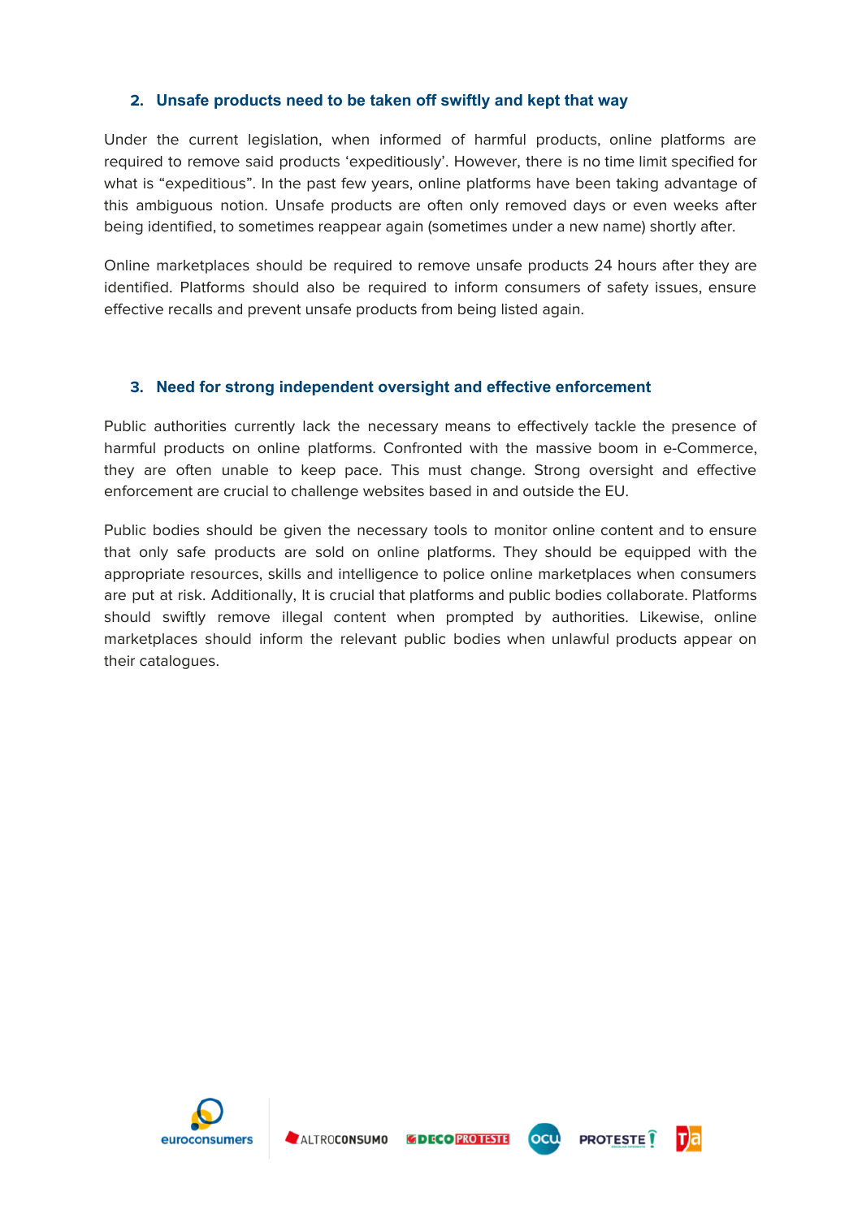## 2. Unsafe products need to be taken off swiftly and kept that way

Under the current legislation, when informed of harmful products, online platforms are required to remove said products 'expeditiously'. However, there is no time limit specified for what is "expeditious". In the past few years, online platforms have been taking advantage of this ambiguous notion. Unsafe products are often only removed days or even weeks after being identified, to sometimes reappear again (sometimes under a new name) shortly after.

Online marketplaces should be required to remove unsafe products 24 hours after they are identified. Platforms should also be required to inform consumers of safety issues, ensure effective recalls and prevent unsafe products from being listed again.

## 3. Need for strong independent oversight and effective enforcement

Public authorities currently lack the necessary means to effectively tackle the presence of harmful products on online platforms. Confronted with the massive boom in e-Commerce, they are often unable to keep pace. This must change. Strong oversight and effective enforcement are crucial to challenge websites based in and outside the EU.

Public bodies should be given the necessary tools to monitor online content and to ensure that only safe products are sold on online platforms. They should be equipped with the appropriate resources, skills and intelligence to police online marketplaces when consumers are put at risk. Additionally, It is crucial that platforms and public bodies collaborate. Platforms should swiftly remove illegal content when prompted by authorities. Likewise, online marketplaces should inform the relevant public bodies when unlawful products appear on their catalogues.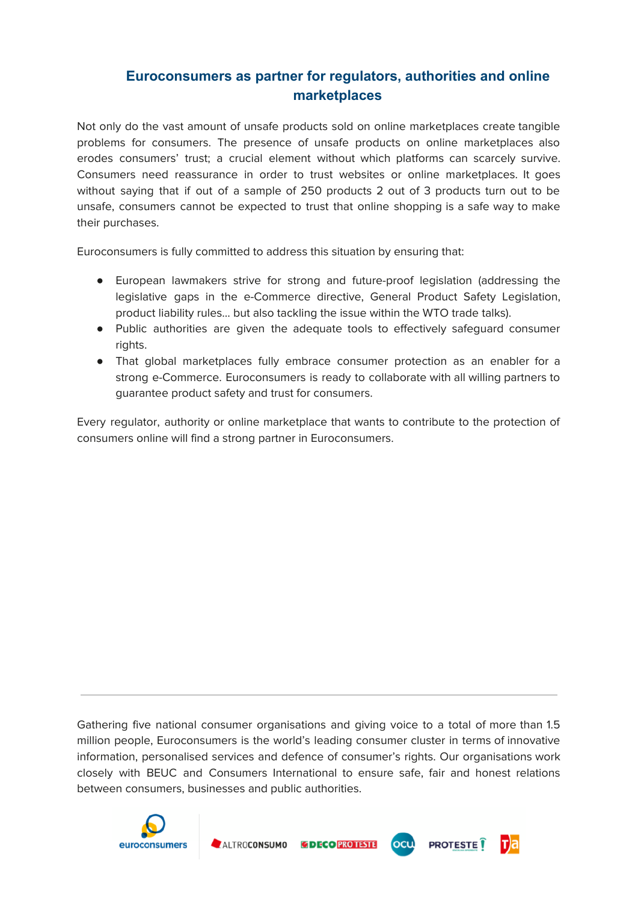## Euroconsumers as partner for regulators, authorities and online marketplaces

Not only do the vast amount of unsafe products sold on online marketplaces create tangible problems for consumers. The presence of unsafe products on online marketplaces also erodes consumers' trust; a crucial element without which platforms can scarcely survive. Consumers need reassurance in order to trust websites or online marketplaces. It goes without saying that if out of a sample of 250 products 2 out of 3 products turn out to be unsafe, consumers cannot be expected to trust that online shopping is a safe way to make their purchases.

Euroconsumers is fully committed to address this situation by ensuring that:

- European lawmakers strive for strong and future-proof legislation (addressing the legislative gaps in the e-Commerce directive, General Product Safety Legislation, product liability rules... but also tackling the issue within the WTO trade talks).
- Public authorities are given the adequate tools to effectively safeguard consumer rights.
- That global marketplaces fully embrace consumer protection as an enabler for a strong e-Commerce. Euroconsumers is ready to collaborate with all willing partners to guarantee product safety and trust for consumers.

Every regulator, authority or online marketplace that wants to contribute to the protection of consumers online will find a strong partner in Euroconsumers.

---

Gathering five national consumer organisations and giving voice to a total of more than 1.5 million people, Euroconsumers is the world's leading consumer cluster in terms of innovative information, personalised services and defence of consumer's rights. Our organisations work closely with BEUC and Consumers International to ensure safe, fair and honest relations between consumers, businesses and public authorities.

euroconsumers ALTROCONSUMO DECO PROTESTE ocu PROTESTE TA